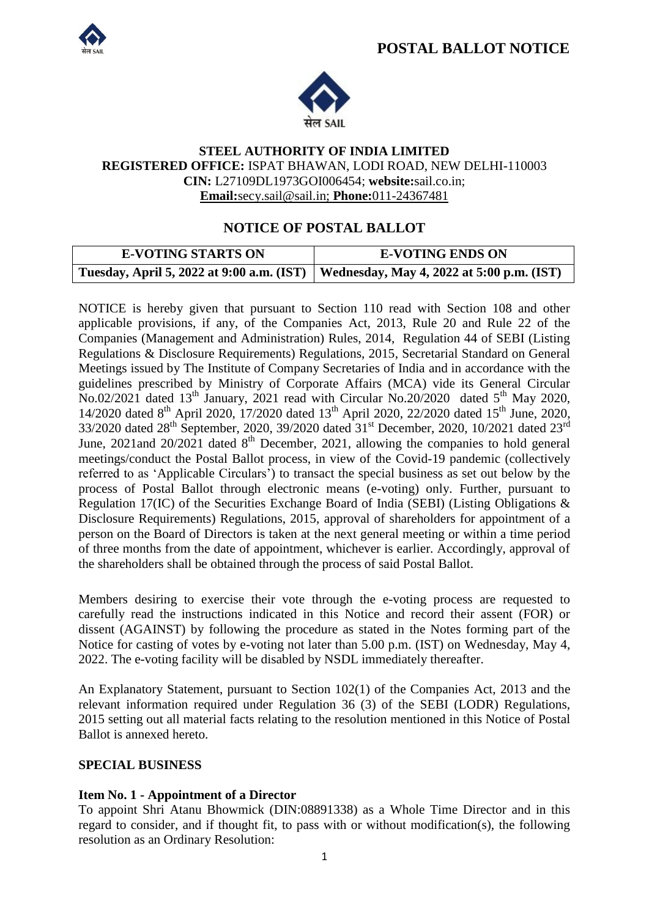# POSTAL BALLOT NOTICE

**STEEL AUTHORITY OF INDIA LIMITED**
**REGISTERED OFFICE:** ISPAT BHAWAN, LODI ROAD, NEW DELHI-110003
**CIN:** L27109DL1973GOI006454; **website:**sail.co.in;
**Email:**secy.sail@sail.in; **Phone:**011-24367481

## NOTICE OF POSTAL BALLOT

| E-VOTING STARTS ON | E-VOTING ENDS ON |
| --- | --- |
| Tuesday, April 5, 2022 at 9:00 a.m. (IST) | Wednesday, May 4, 2022 at 5:00 p.m. (IST) |

NOTICE is hereby given that pursuant to Section 110 read with Section 108 and other applicable provisions, if any, of the Companies Act, 2013, Rule 20 and Rule 22 of the Companies (Management and Administration) Rules, 2014, Regulation 44 of SEBI (Listing Regulations & Disclosure Requirements) Regulations, 2015, Secretarial Standard on General Meetings issued by The Institute of Company Secretaries of India and in accordance with the guidelines prescribed by Ministry of Corporate Affairs (MCA) vide its General Circular No.02/2021 dated 13th January, 2021 read with Circular No.20/2020 dated 5th May 2020, 14/2020 dated 8th April 2020, 17/2020 dated 13th April 2020, 22/2020 dated 15th June, 2020, 33/2020 dated 28th September, 2020, 39/2020 dated 31st December, 2020, 10/2021 dated 23rd June, 2021and 20/2021 dated 8th December, 2021, allowing the companies to hold general meetings/conduct the Postal Ballot process, in view of the Covid-19 pandemic (collectively referred to as 'Applicable Circulars') to transact the special business as set out below by the process of Postal Ballot through electronic means (e-voting) only. Further, pursuant to Regulation 17(IC) of the Securities Exchange Board of India (SEBI) (Listing Obligations & Disclosure Requirements) Regulations, 2015, approval of shareholders for appointment of a person on the Board of Directors is taken at the next general meeting or within a time period of three months from the date of appointment, whichever is earlier. Accordingly, approval of the shareholders shall be obtained through the process of said Postal Ballot.

Members desiring to exercise their vote through the e-voting process are requested to carefully read the instructions indicated in this Notice and record their assent (FOR) or dissent (AGAINST) by following the procedure as stated in the Notes forming part of the Notice for casting of votes by e-voting not later than 5.00 p.m. (IST) on Wednesday, May 4, 2022. The e-voting facility will be disabled by NSDL immediately thereafter.

An Explanatory Statement, pursuant to Section 102(1) of the Companies Act, 2013 and the relevant information required under Regulation 36 (3) of the SEBI (LODR) Regulations, 2015 setting out all material facts relating to the resolution mentioned in this Notice of Postal Ballot is annexed hereto.

**SPECIAL BUSINESS**

**Item No. 1 - Appointment of a Director**

To appoint Shri Atanu Bhowmick (DIN:08891338) as a Whole Time Director and in this regard to consider, and if thought fit, to pass with or without modification(s), the following resolution as an Ordinary Resolution: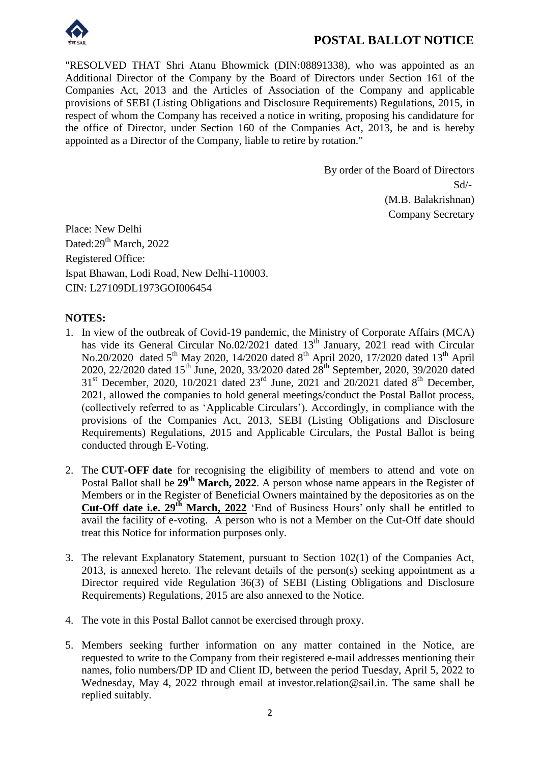"RESOLVED THAT Shri Atanu Bhowmick (DIN:08891338), who was appointed as an Additional Director of the Company by the Board of Directors under Section 161 of the Companies Act, 2013 and the Articles of Association of the Company and applicable provisions of SEBI (Listing Obligations and Disclosure Requirements) Regulations, 2015, in respect of whom the Company has received a notice in writing, proposing his candidature for the office of Director, under Section 160 of the Companies Act, 2013, be and is hereby appointed as a Director of the Company, liable to retire by rotation."

By order of the Board of Directors
Sd/-
(M.B. Balakrishnan)
Company Secretary

Place: New Delhi
Dated:29th March, 2022
Registered Office:
Ispat Bhawan, Lodi Road, New Delhi-110003.
CIN: L27109DL1973GOI006454

**NOTES:**

1. In view of the outbreak of Covid-19 pandemic, the Ministry of Corporate Affairs (MCA) has vide its General Circular No.02/2021 dated 13th January, 2021 read with Circular No.20/2020 dated 5th May 2020, 14/2020 dated 8th April 2020, 17/2020 dated 13th April 2020, 22/2020 dated 15th June, 2020, 33/2020 dated 28th September, 2020, 39/2020 dated 31st December, 2020, 10/2021 dated 23rd June, 2021 and 20/2021 dated 8th December, 2021, allowed the companies to hold general meetings/conduct the Postal Ballot process, (collectively referred to as 'Applicable Circulars'). Accordingly, in compliance with the provisions of the Companies Act, 2013, SEBI (Listing Obligations and Disclosure Requirements) Regulations, 2015 and Applicable Circulars, the Postal Ballot is being conducted through E-Voting.

2. The **CUT-OFF date** for recognising the eligibility of members to attend and vote on Postal Ballot shall be **29th March, 2022**. A person whose name appears in the Register of Members or in the Register of Beneficial Owners maintained by the depositories as on the **Cut-Off date i.e. 29th March, 2022** 'End of Business Hours' only shall be entitled to avail the facility of e-voting. A person who is not a Member on the Cut-Off date should treat this Notice for information purposes only.

3. The relevant Explanatory Statement, pursuant to Section 102(1) of the Companies Act, 2013, is annexed hereto. The relevant details of the person(s) seeking appointment as a Director required vide Regulation 36(3) of SEBI (Listing Obligations and Disclosure Requirements) Regulations, 2015 are also annexed to the Notice.

4. The vote in this Postal Ballot cannot be exercised through proxy.

5. Members seeking further information on any matter contained in the Notice, are requested to write to the Company from their registered e-mail addresses mentioning their names, folio numbers/DP ID and Client ID, between the period Tuesday, April 5, 2022 to Wednesday, May 4, 2022 through email at investor.relation@sail.in. The same shall be replied suitably.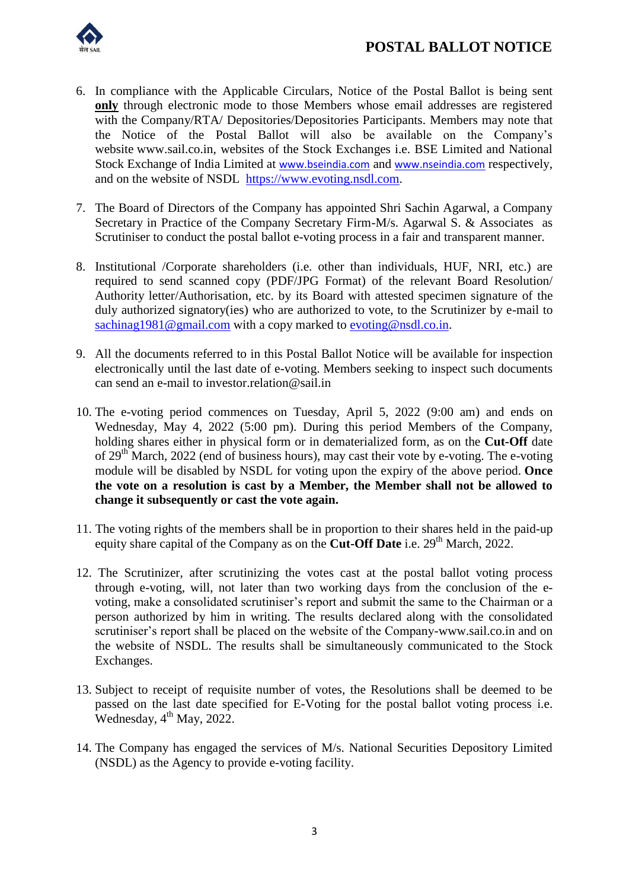6. In compliance with the Applicable Circulars, Notice of the Postal Ballot is being sent **only** through electronic mode to those Members whose email addresses are registered with the Company/RTA/ Depositories/Depositories Participants. Members may note that the Notice of the Postal Ballot will also be available on the Company's website www.sail.co.in, websites of the Stock Exchanges i.e. BSE Limited and National Stock Exchange of India Limited at www.bseindia.com and www.nseindia.com respectively, and on the website of NSDL https://www.evoting.nsdl.com.

7. The Board of Directors of the Company has appointed Shri Sachin Agarwal, a Company Secretary in Practice of the Company Secretary Firm-M/s. Agarwal S. & Associates as Scrutiniser to conduct the postal ballot e-voting process in a fair and transparent manner.

8. Institutional /Corporate shareholders (i.e. other than individuals, HUF, NRI, etc.) are required to send scanned copy (PDF/JPG Format) of the relevant Board Resolution/ Authority letter/Authorisation, etc. by its Board with attested specimen signature of the duly authorized signatory(ies) who are authorized to vote, to the Scrutinizer by e-mail to sachinag1981@gmail.com with a copy marked to evoting@nsdl.co.in.

9. All the documents referred to in this Postal Ballot Notice will be available for inspection electronically until the last date of e-voting. Members seeking to inspect such documents can send an e-mail to investor.relation@sail.in

10. The e-voting period commences on Tuesday, April 5, 2022 (9:00 am) and ends on Wednesday, May 4, 2022 (5:00 pm). During this period Members of the Company, holding shares either in physical form or in dematerialized form, as on the **Cut-Off** date of 29th March, 2022 (end of business hours), may cast their vote by e-voting. The e-voting module will be disabled by NSDL for voting upon the expiry of the above period. **Once the vote on a resolution is cast by a Member, the Member shall not be allowed to change it subsequently or cast the vote again.**

11. The voting rights of the members shall be in proportion to their shares held in the paid-up equity share capital of the Company as on the **Cut-Off Date** i.e. 29th March, 2022.

12. The Scrutinizer, after scrutinizing the votes cast at the postal ballot voting process through e-voting, will, not later than two working days from the conclusion of the e-voting, make a consolidated scrutiniser's report and submit the same to the Chairman or a person authorized by him in writing. The results declared along with the consolidated scrutiniser's report shall be placed on the website of the Company-www.sail.co.in and on the website of NSDL. The results shall be simultaneously communicated to the Stock Exchanges.

13. Subject to receipt of requisite number of votes, the Resolutions shall be deemed to be passed on the last date specified for E-Voting for the postal ballot voting process i.e. Wednesday, 4th May, 2022.

14. The Company has engaged the services of M/s. National Securities Depository Limited (NSDL) as the Agency to provide e-voting facility.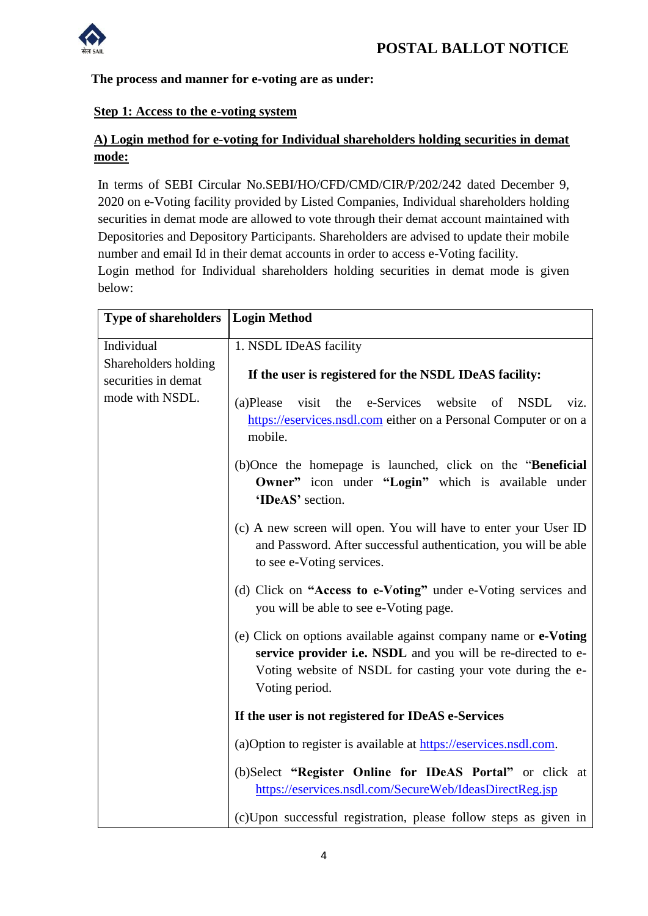**The process and manner for e-voting are as under:**

**Step 1: Access to the e-voting system**

**A) Login method for e-voting for Individual shareholders holding securities in demat mode:**

In terms of SEBI Circular No.SEBI/HO/CFD/CMD/CIR/P/202/242 dated December 9, 2020 on e-Voting facility provided by Listed Companies, Individual shareholders holding securities in demat mode are allowed to vote through their demat account maintained with Depositories and Depository Participants. Shareholders are advised to update their mobile number and email Id in their demat accounts in order to access e-Voting facility.
Login method for Individual shareholders holding securities in demat mode is given below:

| Type of shareholders | Login Method |
|---|---|
| Individual Shareholders holding securities in demat mode with NSDL. | 1. NSDL IDeAS facility<br><br>**If the user is registered for the NSDL IDeAS facility:**<br><br>(a)Please visit the e-Services website of NSDL viz. https://eservices.nsdl.com either on a Personal Computer or on a mobile.<br><br>(b)Once the homepage is launched, click on the "**Beneficial Owner"** icon under **"Login"** which is available under **'IDeAS'** section.<br><br>(c) A new screen will open. You will have to enter your User ID and Password. After successful authentication, you will be able to see e-Voting services.<br><br>(d) Click on **"Access to e-Voting"** under e-Voting services and you will be able to see e-Voting page.<br><br>(e) Click on options available against company name or **e-Voting service provider i.e. NSDL** and you will be re-directed to e-Voting website of NSDL for casting your vote during the e-Voting period.<br><br>**If the user is not registered for IDeAS e-Services**<br><br>(a)Option to register is available at https://eservices.nsdl.com.<br><br>(b)Select **"Register Online for IDeAS Portal"** or click at https://eservices.nsdl.com/SecureWeb/IdeasDirectReg.jsp<br><br>(c)Upon successful registration, please follow steps as given in |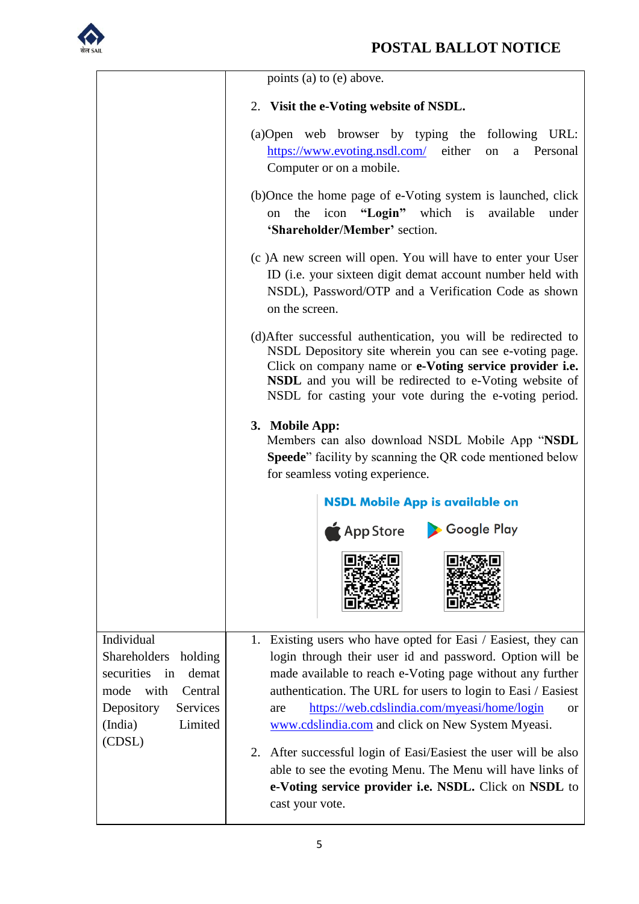| | |
|---|---|
| | points (a) to (e) above.<br><br>2. **Visit the e-Voting website of NSDL.**<br><br>(a)Open web browser by typing the following URL: https://www.evoting.nsdl.com/ either on a Personal Computer or on a mobile.<br><br>(b)Once the home page of e-Voting system is launched, click on the icon **"Login"** which is available under **'Shareholder/Member'** section.<br><br>(c )A new screen will open. You will have to enter your User ID (i.e. your sixteen digit demat account number held with NSDL), Password/OTP and a Verification Code as shown on the screen.<br><br>(d)After successful authentication, you will be redirected to NSDL Depository site wherein you can see e-voting page. Click on company name or **e-Voting service provider i.e. NSDL** and you will be redirected to e-Voting website of NSDL for casting your vote during the e-voting period.<br><br>3. **Mobile App:**<br>Members can also download NSDL Mobile App "**NSDL Speede**" facility by scanning the QR code mentioned below for seamless voting experience.<br><br>**NSDL Mobile App is available on**<br>App Store Google Play |
| Individual Shareholders holding securities in demat mode with Central Depository Services (India) Limited (CDSL) | 1. Existing users who have opted for Easi / Easiest, they can login through their user id and password. Option will be made available to reach e-Voting page without any further authentication. The URL for users to login to Easi / Easiest are https://web.cdslindia.com/myeasi/home/login or www.cdslindia.com and click on New System Myeasi.<br><br>2. After successful login of Easi/Easiest the user will be also able to see the evoting Menu. The Menu will have links of **e-Voting service provider i.e. NSDL.** Click on **NSDL** to cast your vote. |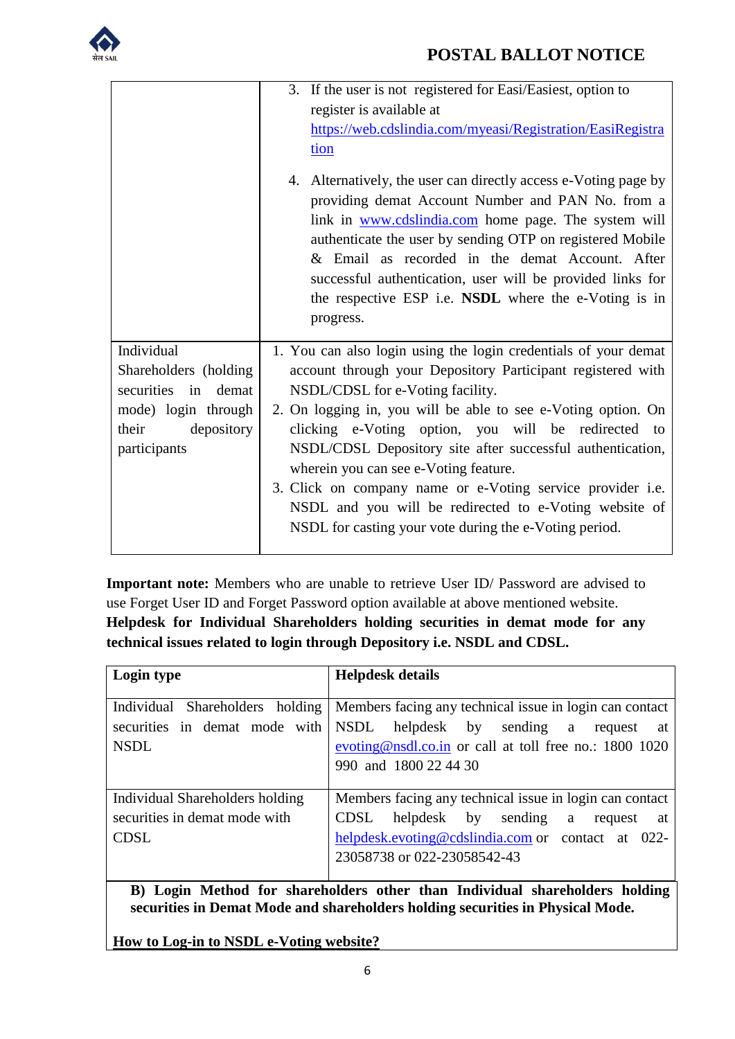| | |
|---|---|
| | 3. If the user is not registered for Easi/Easiest, option to register is available at https://web.cdslindia.com/myeasi/Registration/EasiRegistration<br><br>4. Alternatively, the user can directly access e-Voting page by providing demat Account Number and PAN No. from a link in www.cdslindia.com home page. The system will authenticate the user by sending OTP on registered Mobile & Email as recorded in the demat Account. After successful authentication, user will be provided links for the respective ESP i.e. **NSDL** where the e-Voting is in progress. |
| Individual Shareholders (holding securities in demat mode) login through their depository participants | 1. You can also login using the login credentials of your demat account through your Depository Participant registered with NSDL/CDSL for e-Voting facility.<br>2. On logging in, you will be able to see e-Voting option. On clicking e-Voting option, you will be redirected to NSDL/CDSL Depository site after successful authentication, wherein you can see e-Voting feature.<br>3. Click on company name or e-Voting service provider i.e. NSDL and you will be redirected to e-Voting website of NSDL for casting your vote during the e-Voting period. |

**Important note:** Members who are unable to retrieve User ID/ Password are advised to use Forget User ID and Forget Password option available at above mentioned website.

**Helpdesk for Individual Shareholders holding securities in demat mode for any technical issues related to login through Depository i.e. NSDL and CDSL.**

| **Login type** | **Helpdesk details** |
|---|---|
| Individual Shareholders holding securities in demat mode with NSDL | Members facing any technical issue in login can contact NSDL helpdesk by sending a request at evoting@nsdl.co.in or call at toll free no.: 1800 1020 990 and 1800 22 44 30 |
| Individual Shareholders holding securities in demat mode with CDSL | Members facing any technical issue in login can contact CDSL helpdesk by sending a request at helpdesk.evoting@cdslindia.com or contact at 022-23058738 or 022-23058542-43 |

**B) Login Method for shareholders other than Individual shareholders holding securities in Demat Mode and shareholders holding securities in Physical Mode.**

**<u>How to Log-in to NSDL e-Voting website?</u>**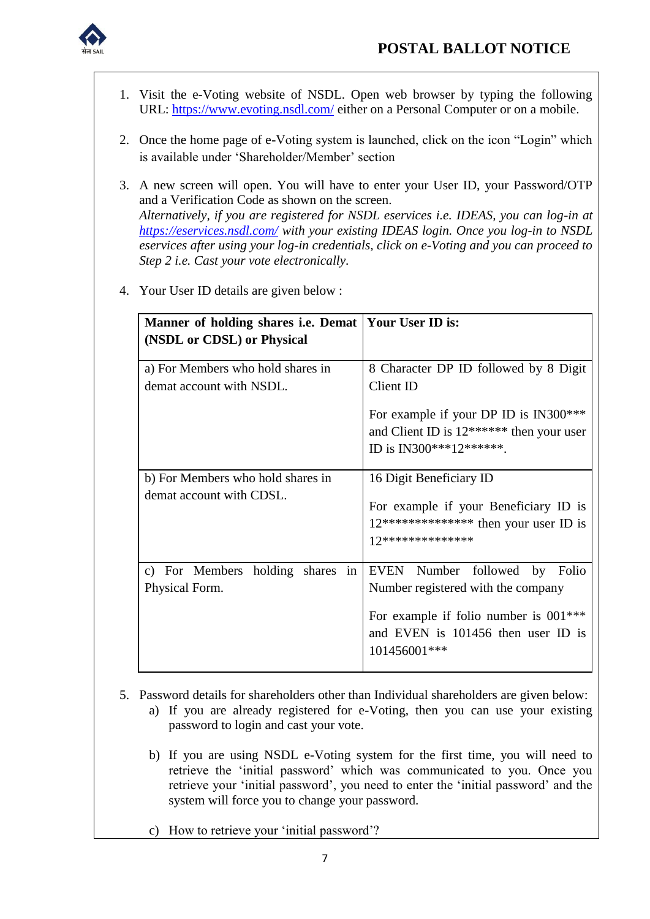1. Visit the e-Voting website of NSDL. Open web browser by typing the following URL: https://www.evoting.nsdl.com/ either on a Personal Computer or on a mobile.

2. Once the home page of e-Voting system is launched, click on the icon "Login" which is available under 'Shareholder/Member' section

3. A new screen will open. You will have to enter your User ID, your Password/OTP and a Verification Code as shown on the screen.
*Alternatively, if you are registered for NSDL eservices i.e. IDEAS, you can log-in at https://eservices.nsdl.com/ with your existing IDEAS login. Once you log-in to NSDL eservices after using your log-in credentials, click on e-Voting and you can proceed to Step 2 i.e. Cast your vote electronically.*

4. Your User ID details are given below :

| **Manner of holding shares i.e. Demat (NSDL or CDSL) or Physical** | **Your User ID is:** |
|---|---|
| a) For Members who hold shares in demat account with NSDL. | 8 Character DP ID followed by 8 Digit Client ID<br><br>For example if your DP ID is IN300*** and Client ID is 12****** then your user ID is IN300***12******. |
| b) For Members who hold shares in demat account with CDSL. | 16 Digit Beneficiary ID<br><br>For example if your Beneficiary ID is 12************** then your user ID is 12************** |
| c) For Members holding shares in Physical Form. | EVEN Number followed by Folio Number registered with the company<br><br>For example if folio number is 001*** and EVEN is 101456 then user ID is 101456001*** |

5. Password details for shareholders other than Individual shareholders are given below:
   a) If you are already registered for e-Voting, then you can use your existing password to login and cast your vote.

   b) If you are using NSDL e-Voting system for the first time, you will need to retrieve the 'initial password' which was communicated to you. Once you retrieve your 'initial password', you need to enter the 'initial password' and the system will force you to change your password.

   c) How to retrieve your 'initial password'?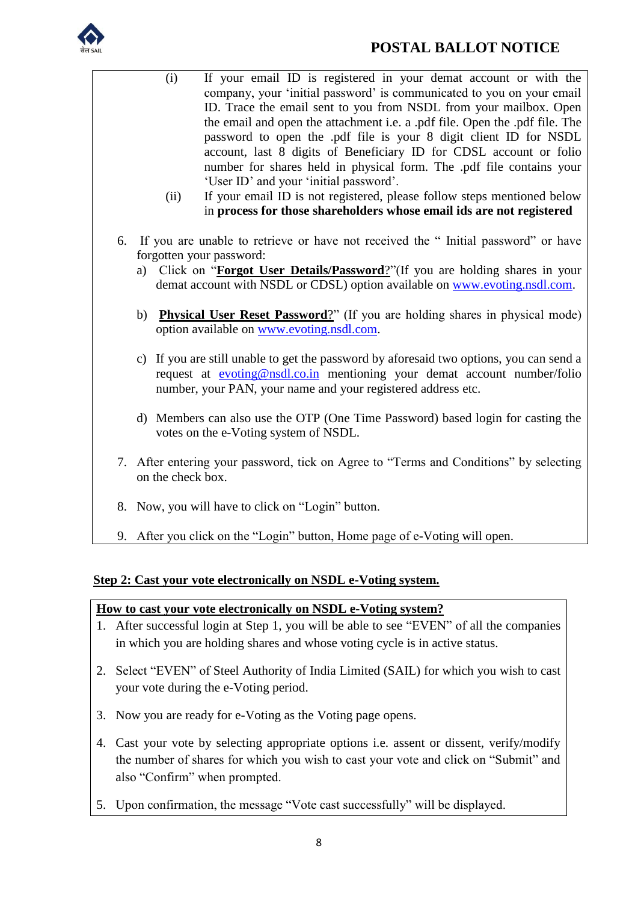(i) If your email ID is registered in your demat account or with the company, your 'initial password' is communicated to you on your email ID. Trace the email sent to you from NSDL from your mailbox. Open the email and open the attachment i.e. a .pdf file. Open the .pdf file. The password to open the .pdf file is your 8 digit client ID for NSDL account, last 8 digits of Beneficiary ID for CDSL account or folio number for shares held in physical form. The .pdf file contains your 'User ID' and your 'initial password'.

(ii) If your email ID is not registered, please follow steps mentioned below in **process for those shareholders whose email ids are not registered**

6. If you are unable to retrieve or have not received the " Initial password" or have forgotten your password:
   a) Click on "**Forgot User Details/Password**?"(If you are holding shares in your demat account with NSDL or CDSL) option available on www.evoting.nsdl.com.

   b) **Physical User Reset Password**?" (If you are holding shares in physical mode) option available on www.evoting.nsdl.com.

   c) If you are still unable to get the password by aforesaid two options, you can send a request at evoting@nsdl.co.in mentioning your demat account number/folio number, your PAN, your name and your registered address etc.

   d) Members can also use the OTP (One Time Password) based login for casting the votes on the e-Voting system of NSDL.

7. After entering your password, tick on Agree to "Terms and Conditions" by selecting on the check box.

8. Now, you will have to click on "Login" button.

9. After you click on the "Login" button, Home page of e-Voting will open.

**Step 2: Cast your vote electronically on NSDL e-Voting system.**

**How to cast your vote electronically on NSDL e-Voting system?**

1. After successful login at Step 1, you will be able to see "EVEN" of all the companies in which you are holding shares and whose voting cycle is in active status.

2. Select "EVEN" of Steel Authority of India Limited (SAIL) for which you wish to cast your vote during the e-Voting period.

3. Now you are ready for e-Voting as the Voting page opens.

4. Cast your vote by selecting appropriate options i.e. assent or dissent, verify/modify the number of shares for which you wish to cast your vote and click on "Submit" and also "Confirm" when prompted.

5. Upon confirmation, the message "Vote cast successfully" will be displayed.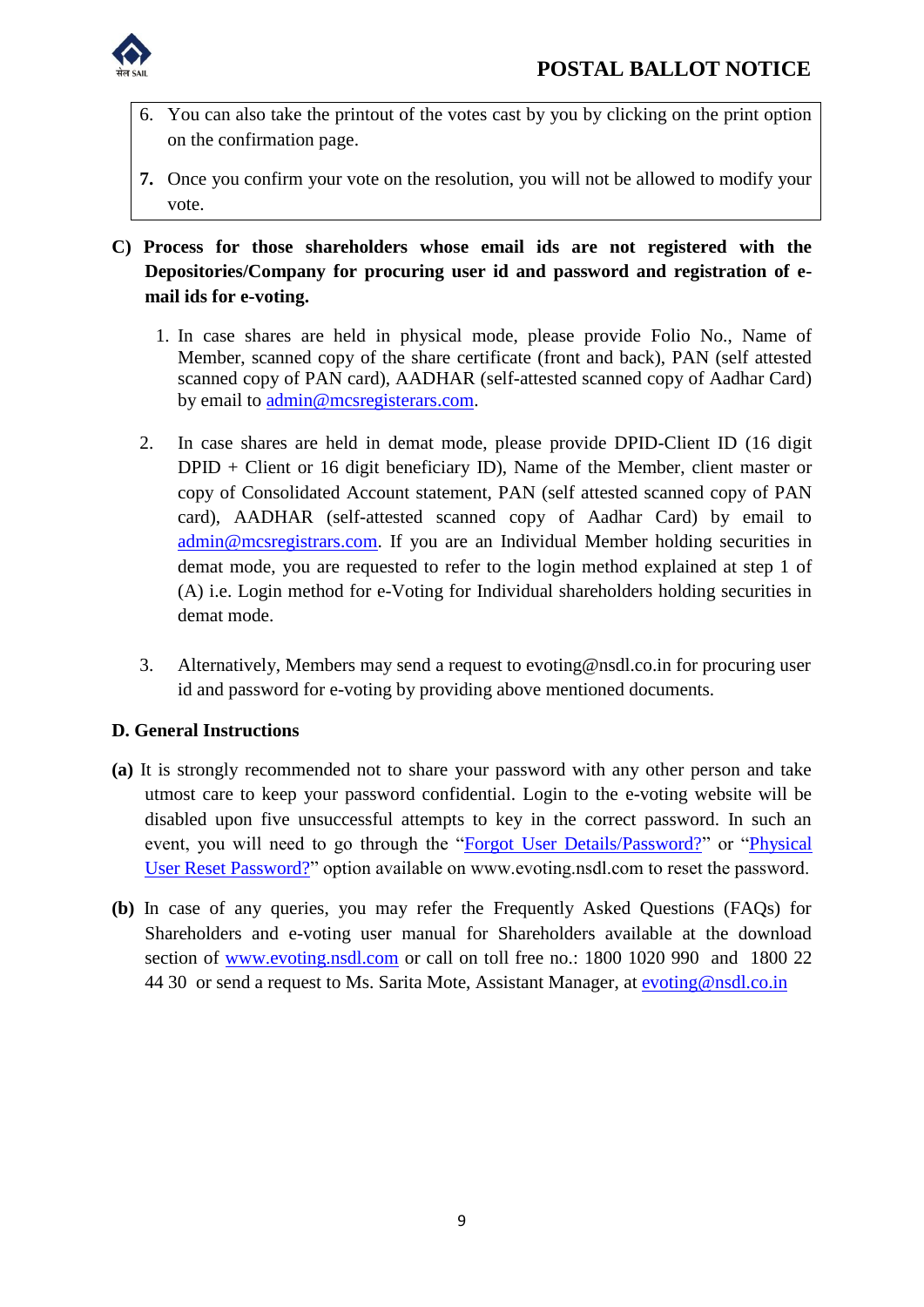6. You can also take the printout of the votes cast by you by clicking on the print option on the confirmation page.

**7.** Once you confirm your vote on the resolution, you will not be allowed to modify your vote.

**C) Process for those shareholders whose email ids are not registered with the Depositories/Company for procuring user id and password and registration of e-mail ids for e-voting.**

1. In case shares are held in physical mode, please provide Folio No., Name of Member, scanned copy of the share certificate (front and back), PAN (self attested scanned copy of PAN card), AADHAR (self-attested scanned copy of Aadhar Card) by email to admin@mcsregisterars.com.

2. In case shares are held in demat mode, please provide DPID-Client ID (16 digit DPID + Client or 16 digit beneficiary ID), Name of the Member, client master or copy of Consolidated Account statement, PAN (self attested scanned copy of PAN card), AADHAR (self-attested scanned copy of Aadhar Card) by email to admin@mcsregistrars.com. If you are an Individual Member holding securities in demat mode, you are requested to refer to the login method explained at step 1 of (A) i.e. Login method for e-Voting for Individual shareholders holding securities in demat mode.

3. Alternatively, Members may send a request to evoting@nsdl.co.in for procuring user id and password for e-voting by providing above mentioned documents.

**D. General Instructions**

**(a)** It is strongly recommended not to share your password with any other person and take utmost care to keep your password confidential. Login to the e-voting website will be disabled upon five unsuccessful attempts to key in the correct password. In such an event, you will need to go through the "Forgot User Details/Password?" or "Physical User Reset Password?" option available on www.evoting.nsdl.com to reset the password.

**(b)** In case of any queries, you may refer the Frequently Asked Questions (FAQs) for Shareholders and e-voting user manual for Shareholders available at the download section of www.evoting.nsdl.com or call on toll free no.: 1800 1020 990 and 1800 22 44 30 or send a request to Ms. Sarita Mote, Assistant Manager, at evoting@nsdl.co.in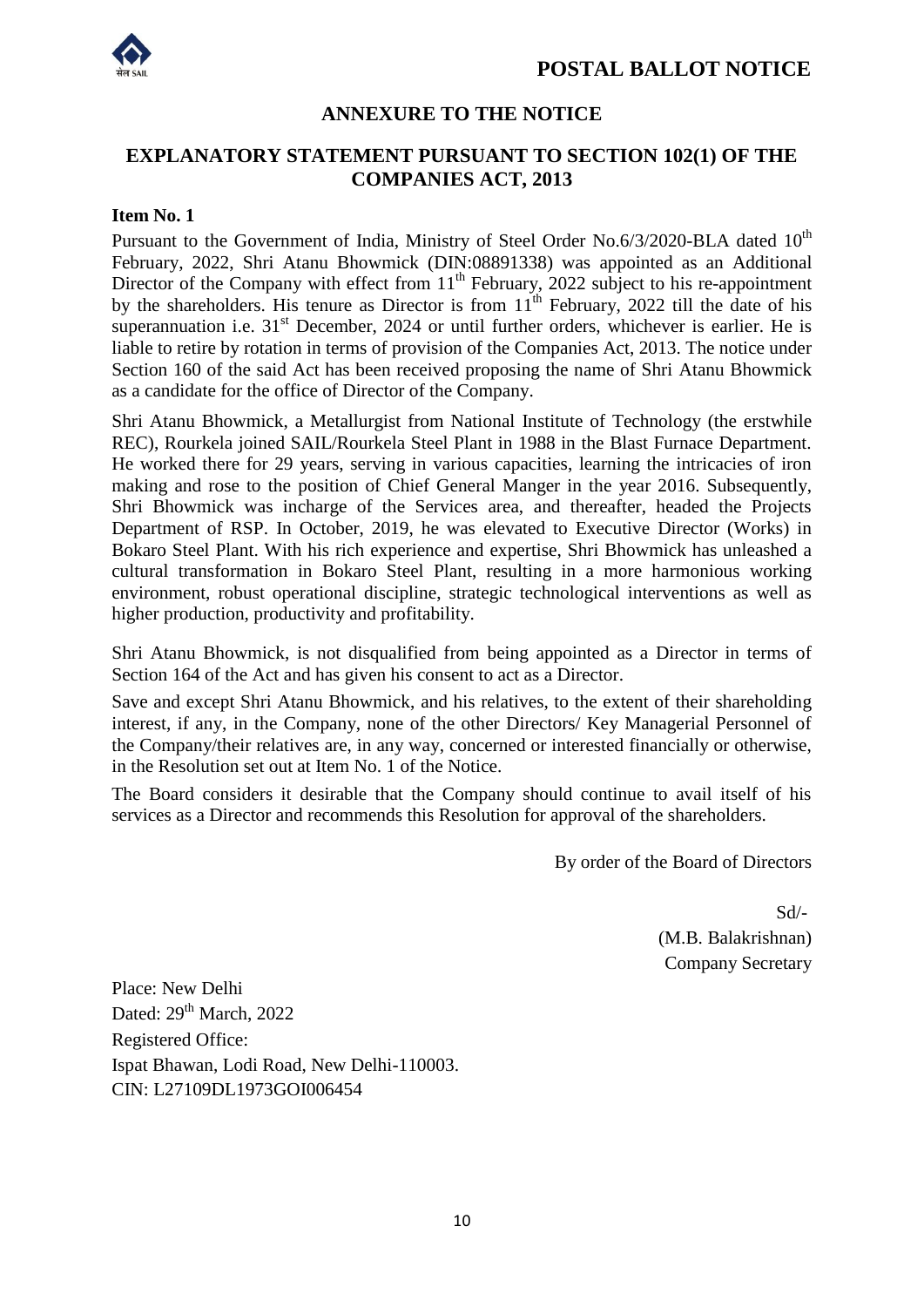# POSTAL BALLOT NOTICE

## ANNEXURE TO THE NOTICE

## EXPLANATORY STATEMENT PURSUANT TO SECTION 102(1) OF THE COMPANIES ACT, 2013

**Item No. 1**

Pursuant to the Government of India, Ministry of Steel Order No.6/3/2020-BLA dated 10th February, 2022, Shri Atanu Bhowmick (DIN:08891338) was appointed as an Additional Director of the Company with effect from 11th February, 2022 subject to his re-appointment by the shareholders. His tenure as Director is from 11th February, 2022 till the date of his superannuation i.e. 31st December, 2024 or until further orders, whichever is earlier. He is liable to retire by rotation in terms of provision of the Companies Act, 2013. The notice under Section 160 of the said Act has been received proposing the name of Shri Atanu Bhowmick as a candidate for the office of Director of the Company.

Shri Atanu Bhowmick, a Metallurgist from National Institute of Technology (the erstwhile REC), Rourkela joined SAIL/Rourkela Steel Plant in 1988 in the Blast Furnace Department. He worked there for 29 years, serving in various capacities, learning the intricacies of iron making and rose to the position of Chief General Manger in the year 2016. Subsequently, Shri Bhowmick was incharge of the Services area, and thereafter, headed the Projects Department of RSP. In October, 2019, he was elevated to Executive Director (Works) in Bokaro Steel Plant. With his rich experience and expertise, Shri Bhowmick has unleashed a cultural transformation in Bokaro Steel Plant, resulting in a more harmonious working environment, robust operational discipline, strategic technological interventions as well as higher production, productivity and profitability.

Shri Atanu Bhowmick, is not disqualified from being appointed as a Director in terms of Section 164 of the Act and has given his consent to act as a Director.

Save and except Shri Atanu Bhowmick, and his relatives, to the extent of their shareholding interest, if any, in the Company, none of the other Directors/ Key Managerial Personnel of the Company/their relatives are, in any way, concerned or interested financially or otherwise, in the Resolution set out at Item No. 1 of the Notice.

The Board considers it desirable that the Company should continue to avail itself of his services as a Director and recommends this Resolution for approval of the shareholders.

By order of the Board of Directors

Sd/-
(M.B. Balakrishnan)
Company Secretary

Place: New Delhi
Dated: 29th March, 2022
Registered Office:
Ispat Bhawan, Lodi Road, New Delhi-110003.
CIN: L27109DL1973GOI006454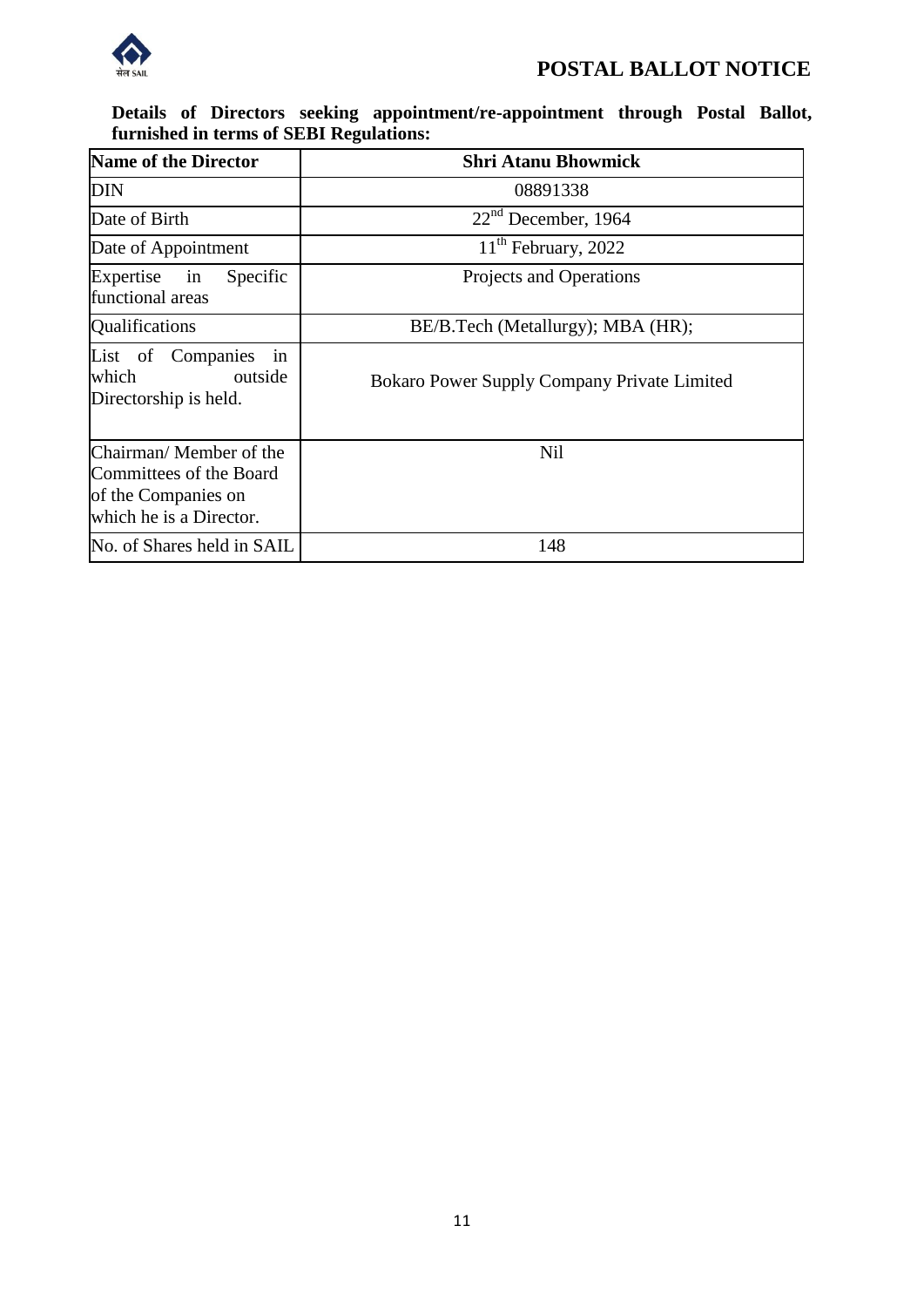**Details of Directors seeking appointment/re-appointment through Postal Ballot, furnished in terms of SEBI Regulations:**

| **Name of the Director** | **Shri Atanu Bhowmick** |
|---|---|
| DIN | 08891338 |
| Date of Birth | 22nd December, 1964 |
| Date of Appointment | 11th February, 2022 |
| Expertise in Specific functional areas | Projects and Operations |
| Qualifications | BE/B.Tech (Metallurgy); MBA (HR); |
| List of Companies in which outside Directorship is held. | Bokaro Power Supply Company Private Limited |
| Chairman/ Member of the Committees of the Board of the Companies on which he is a Director. | Nil |
| No. of Shares held in SAIL | 148 |